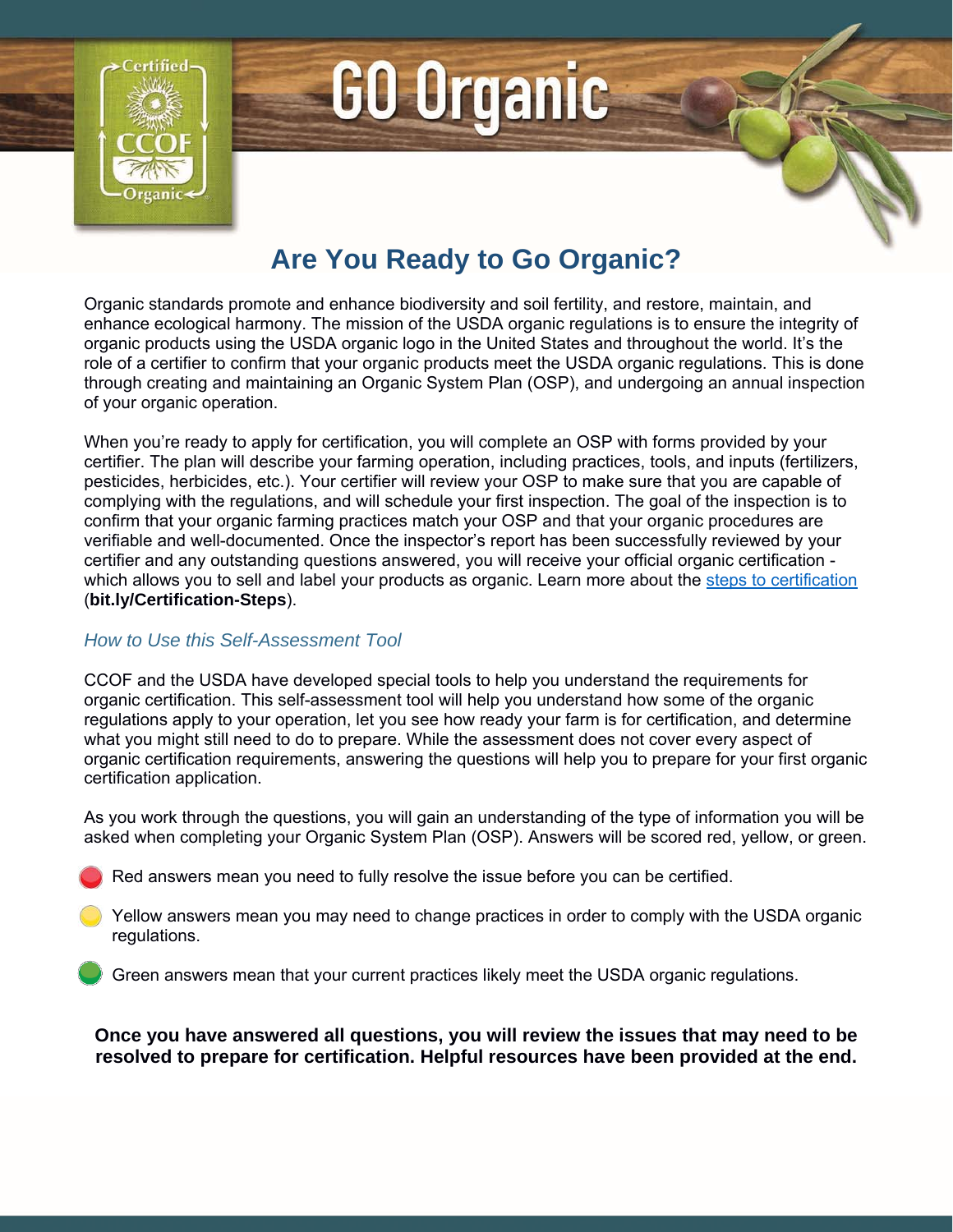# GO Organic

## Are You Ready to Go Organic?

Organic standards promote and enhance biodiversity and soil fertility, and restore, maintain, and enhance ecological harmony. The mission of the USDA organic regulations is to ensure the integrity of organic products using the USDA organic logo in the United States and throughout the world. It's the role of a certifier to confirm that your organic products meet the USDA organic regulations. This is done through creating and maintaining an Organic System Plan (OSP), and undergoing an annual inspection of your organic operation.

When you're ready to apply for certification, you will complete an OSP with forms provided by your certifier. The plan will describe your farming operation, including practices, tools, and inputs (fertilizers, pesticides, herbicides, etc.). Your certifier will review your OSP to make sure that you are capable of complying with the regulations, and will schedule your first inspection. The goal of the inspection is to confirm that your organic farming practices match your OSP and that your organic procedures are verifiable and well-documented. Once the inspector's report has been successfully reviewed by your certifier and any outstanding questions answered, you will receive your official organic certification - which allows you to sell and label your products as organic. Learn more about the steps to certification (**bit.ly/Certification-Steps**).

### *How to Use this Self-Assessment Tool*

CCOF and the USDA have developed special tools to help you understand the requirements for organic certification. This self-assessment tool will help you understand how some of the organic regulations apply to your operation, let you see how ready your farm is for certification, and determine what you might still need to do to prepare. While the assessment does not cover every aspect of organic certification requirements, answering the questions will help you to prepare for your first organic certification application.

As you work through the questions, you will gain an understanding of the type of information you will be asked when completing your Organic System Plan (OSP). Answers will be scored red, yellow, or green.

- Red answers mean you need to fully resolve the issue before you can be certified.
- Yellow answers mean you may need to change practices in order to comply with the USDA organic regulations.
- Green answers mean that your current practices likely meet the USDA organic regulations.

**Once you have answered all questions, you will review the issues that may need to be resolved to prepare for certification. Helpful resources have been provided at the end.**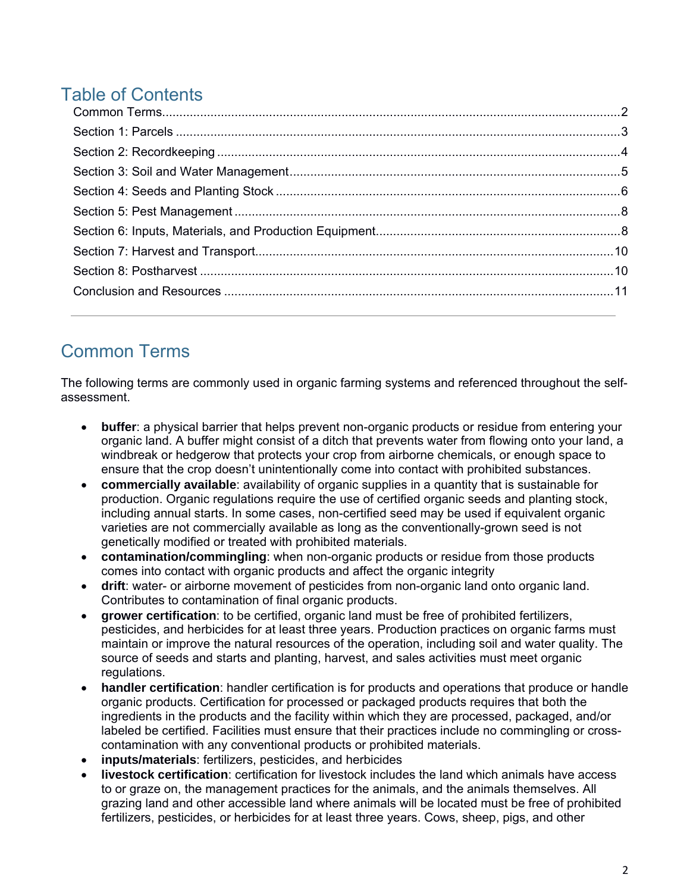## Table of Contents

Common Terms....................2
Section 1: Parcels....................3
Section 2: Recordkeeping....................4
Section 3: Soil and Water Management....................5
Section 4: Seeds and Planting Stock....................6
Section 5: Pest Management....................8
Section 6: Inputs, Materials, and Production Equipment....................8
Section 7: Harvest and Transport....................10
Section 8: Postharvest....................10
Conclusion and Resources....................11

---

## Common Terms

The following terms are commonly used in organic farming systems and referenced throughout the self-assessment.

- **buffer**: a physical barrier that helps prevent non-organic products or residue from entering your organic land. A buffer might consist of a ditch that prevents water from flowing onto your land, a windbreak or hedgerow that protects your crop from airborne chemicals, or enough space to ensure that the crop doesn't unintentionally come into contact with prohibited substances.
- **commercially available**: availability of organic supplies in a quantity that is sustainable for production. Organic regulations require the use of certified organic seeds and planting stock, including annual starts. In some cases, non-certified seed may be used if equivalent organic varieties are not commercially available as long as the conventionally-grown seed is not genetically modified or treated with prohibited materials.
- **contamination/commingling**: when non-organic products or residue from those products comes into contact with organic products and affect the organic integrity
- **drift**: water- or airborne movement of pesticides from non-organic land onto organic land. Contributes to contamination of final organic products.
- **grower certification**: to be certified, organic land must be free of prohibited fertilizers, pesticides, and herbicides for at least three years. Production practices on organic farms must maintain or improve the natural resources of the operation, including soil and water quality. The source of seeds and starts and planting, harvest, and sales activities must meet organic regulations.
- **handler certification**: handler certification is for products and operations that produce or handle organic products. Certification for processed or packaged products requires that both the ingredients in the products and the facility within which they are processed, packaged, and/or labeled be certified. Facilities must ensure that their practices include no commingling or cross-contamination with any conventional products or prohibited materials.
- **inputs/materials**: fertilizers, pesticides, and herbicides
- **livestock certification**: certification for livestock includes the land which animals have access to or graze on, the management practices for the animals, and the animals themselves. All grazing land and other accessible land where animals will be located must be free of prohibited fertilizers, pesticides, or herbicides for at least three years. Cows, sheep, pigs, and other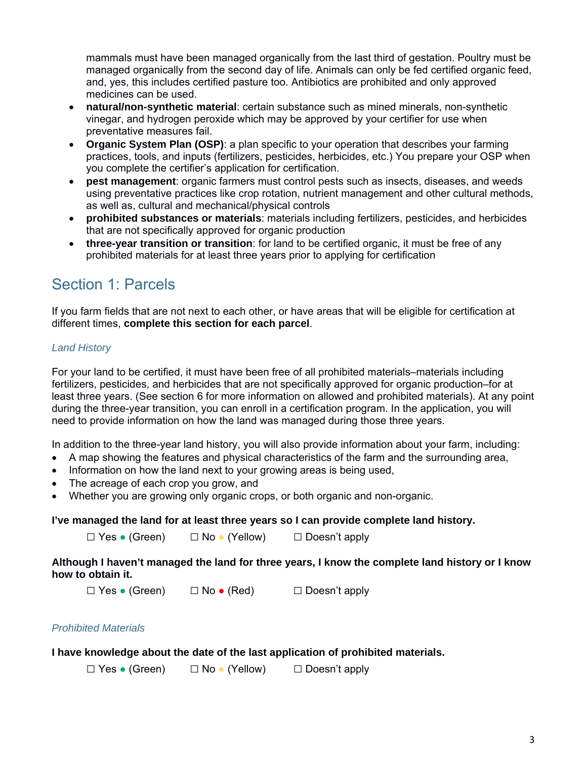mammals must have been managed organically from the last third of gestation. Poultry must be managed organically from the second day of life. Animals can only be fed certified organic feed, and, yes, this includes certified pasture too. Antibiotics are prohibited and only approved medicines can be used.

- **natural/non-synthetic material**: certain substance such as mined minerals, non-synthetic vinegar, and hydrogen peroxide which may be approved by your certifier for use when preventative measures fail.
- **Organic System Plan (OSP)**: a plan specific to your operation that describes your farming practices, tools, and inputs (fertilizers, pesticides, herbicides, etc.) You prepare your OSP when you complete the certifier's application for certification.
- **pest management**: organic farmers must control pests such as insects, diseases, and weeds using preventative practices like crop rotation, nutrient management and other cultural methods, as well as, cultural and mechanical/physical controls
- **prohibited substances or materials**: materials including fertilizers, pesticides, and herbicides that are not specifically approved for organic production
- **three-year transition or transition**: for land to be certified organic, it must be free of any prohibited materials for at least three years prior to applying for certification

## Section 1: Parcels

If you farm fields that are not next to each other, or have areas that will be eligible for certification at different times, **complete this section for each parcel**.

### *Land History*

For your land to be certified, it must have been free of all prohibited materials–materials including fertilizers, pesticides, and herbicides that are not specifically approved for organic production–for at least three years. (See section 6 for more information on allowed and prohibited materials). At any point during the three-year transition, you can enroll in a certification program. In the application, you will need to provide information on how the land was managed during those three years.

In addition to the three-year land history, you will also provide information about your farm, including:

- A map showing the features and physical characteristics of the farm and the surrounding area,
- Information on how the land next to your growing areas is being used,
- The acreage of each crop you grow, and
- Whether you are growing only organic crops, or both organic and non-organic.

**I've managed the land for at least three years so I can provide complete land history.**

☐ Yes ● (Green) ☐ No ● (Yellow) ☐ Doesn't apply

**Although I haven't managed the land for three years, I know the complete land history or I know how to obtain it.**

☐ Yes ● (Green) ☐ No ● (Red) ☐ Doesn't apply

### *Prohibited Materials*

**I have knowledge about the date of the last application of prohibited materials.**

☐ Yes ● (Green) ☐ No ● (Yellow) ☐ Doesn't apply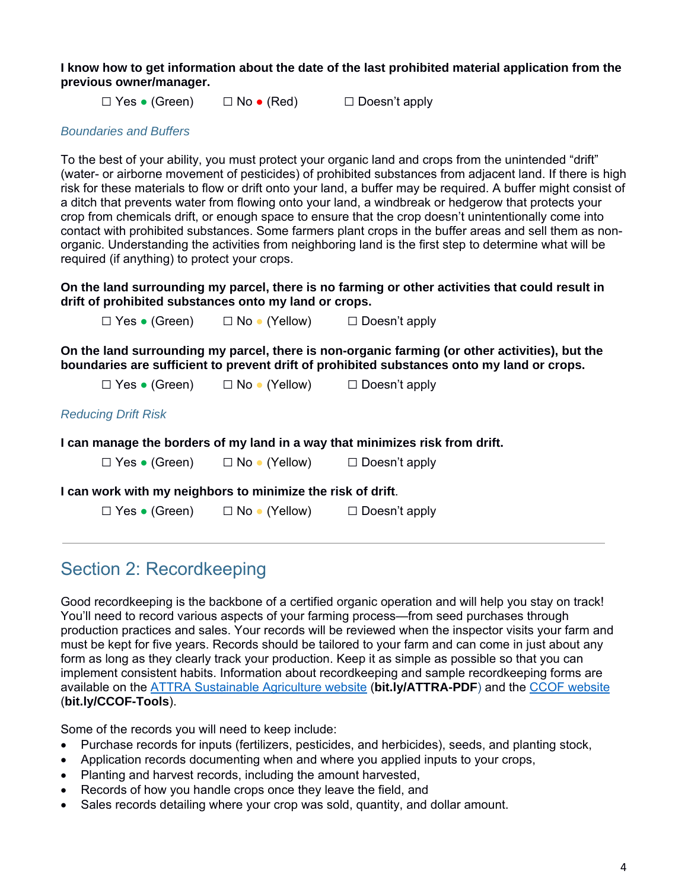**I know how to get information about the date of the last prohibited material application from the previous owner/manager.**

☐ Yes ● (Green) ☐ No ● (Red) ☐ Doesn't apply

*Boundaries and Buffers*

To the best of your ability, you must protect your organic land and crops from the unintended "drift" (water- or airborne movement of pesticides) of prohibited substances from adjacent land. If there is high risk for these materials to flow or drift onto your land, a buffer may be required. A buffer might consist of a ditch that prevents water from flowing onto your land, a windbreak or hedgerow that protects your crop from chemicals drift, or enough space to ensure that the crop doesn't unintentionally come into contact with prohibited substances. Some farmers plant crops in the buffer areas and sell them as non-organic. Understanding the activities from neighboring land is the first step to determine what will be required (if anything) to protect your crops.

**On the land surrounding my parcel, there is no farming or other activities that could result in drift of prohibited substances onto my land or crops.**

☐ Yes ● (Green) ☐ No ● (Yellow) ☐ Doesn't apply

**On the land surrounding my parcel, there is non-organic farming (or other activities), but the boundaries are sufficient to prevent drift of prohibited substances onto my land or crops.**

☐ Yes ● (Green) ☐ No ● (Yellow) ☐ Doesn't apply

*Reducing Drift Risk*

**I can manage the borders of my land in a way that minimizes risk from drift.**

☐ Yes ● (Green) ☐ No ● (Yellow) ☐ Doesn't apply

**I can work with my neighbors to minimize the risk of drift**.

☐ Yes ● (Green) ☐ No ● (Yellow) ☐ Doesn't apply

---

## Section 2: Recordkeeping

Good recordkeeping is the backbone of a certified organic operation and will help you stay on track! You'll need to record various aspects of your farming process—from seed purchases through production practices and sales. Your records will be reviewed when the inspector visits your farm and must be kept for five years. Records should be tailored to your farm and can come in just about any form as long as they clearly track your production. Keep it as simple as possible so that you can implement consistent habits. Information about recordkeeping and sample recordkeeping forms are available on the ATTRA Sustainable Agriculture website (**bit.ly/ATTRA-PDF**) and the CCOF website (**bit.ly/CCOF-Tools**).

Some of the records you will need to keep include:

- Purchase records for inputs (fertilizers, pesticides, and herbicides), seeds, and planting stock,
- Application records documenting when and where you applied inputs to your crops,
- Planting and harvest records, including the amount harvested,
- Records of how you handle crops once they leave the field, and
- Sales records detailing where your crop was sold, quantity, and dollar amount.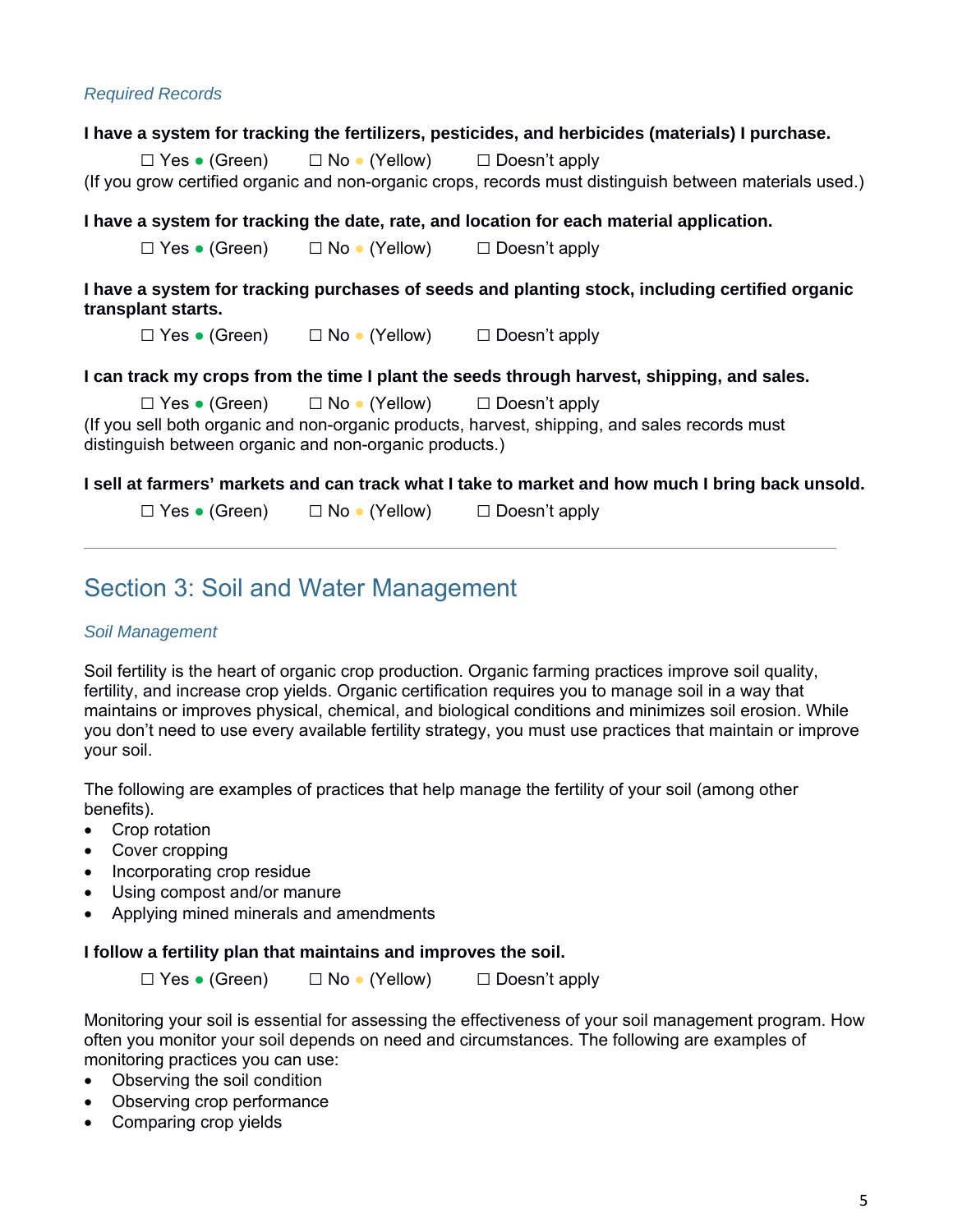*Required Records*

**I have a system for tracking the fertilizers, pesticides, and herbicides (materials) I purchase.**

☐ Yes ● (Green) ☐ No ● (Yellow) ☐ Doesn't apply

(If you grow certified organic and non-organic crops, records must distinguish between materials used.)

**I have a system for tracking the date, rate, and location for each material application.**

☐ Yes ● (Green) ☐ No ● (Yellow) ☐ Doesn't apply

**I have a system for tracking purchases of seeds and planting stock, including certified organic transplant starts.**

☐ Yes ● (Green) ☐ No ● (Yellow) ☐ Doesn't apply

**I can track my crops from the time I plant the seeds through harvest, shipping, and sales.**

☐ Yes ● (Green) ☐ No ● (Yellow) ☐ Doesn't apply

(If you sell both organic and non-organic products, harvest, shipping, and sales records must distinguish between organic and non-organic products.)

**I sell at farmers' markets and can track what I take to market and how much I bring back unsold.**

☐ Yes ● (Green) ☐ No ● (Yellow) ☐ Doesn't apply

---

## Section 3: Soil and Water Management

*Soil Management*

Soil fertility is the heart of organic crop production. Organic farming practices improve soil quality, fertility, and increase crop yields. Organic certification requires you to manage soil in a way that maintains or improves physical, chemical, and biological conditions and minimizes soil erosion. While you don't need to use every available fertility strategy, you must use practices that maintain or improve your soil.

The following are examples of practices that help manage the fertility of your soil (among other benefits).

- Crop rotation
- Cover cropping
- Incorporating crop residue
- Using compost and/or manure
- Applying mined minerals and amendments

**I follow a fertility plan that maintains and improves the soil.**

☐ Yes ● (Green) ☐ No ● (Yellow) ☐ Doesn't apply

Monitoring your soil is essential for assessing the effectiveness of your soil management program. How often you monitor your soil depends on need and circumstances. The following are examples of monitoring practices you can use:

- Observing the soil condition
- Observing crop performance
- Comparing crop yields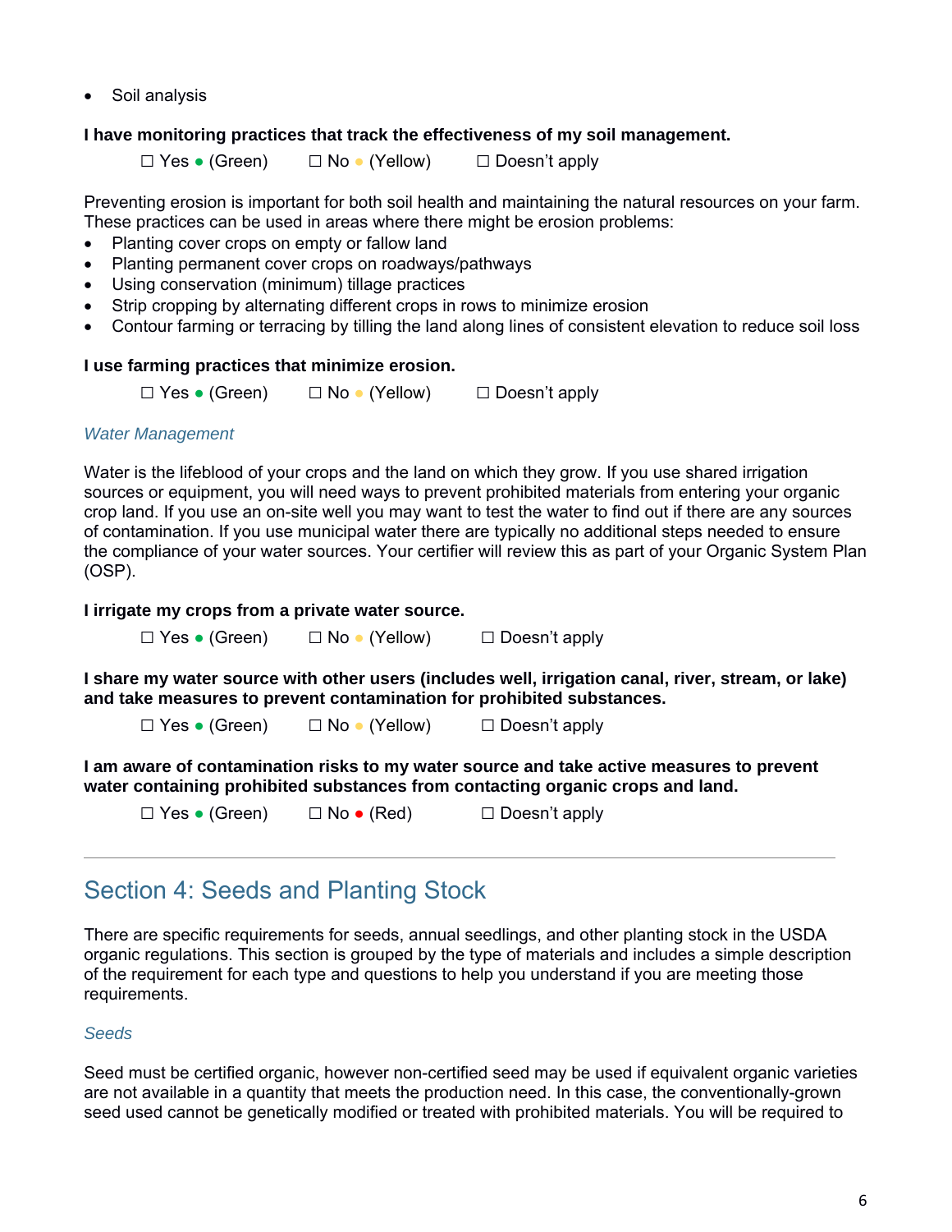- Soil analysis

**I have monitoring practices that track the effectiveness of my soil management.**

☐ Yes ● (Green) ☐ No ● (Yellow) ☐ Doesn't apply

Preventing erosion is important for both soil health and maintaining the natural resources on your farm. These practices can be used in areas where there might be erosion problems:

- Planting cover crops on empty or fallow land
- Planting permanent cover crops on roadways/pathways
- Using conservation (minimum) tillage practices
- Strip cropping by alternating different crops in rows to minimize erosion
- Contour farming or terracing by tilling the land along lines of consistent elevation to reduce soil loss

**I use farming practices that minimize erosion.**

☐ Yes ● (Green) ☐ No ● (Yellow) ☐ Doesn't apply

### *Water Management*

Water is the lifeblood of your crops and the land on which they grow. If you use shared irrigation sources or equipment, you will need ways to prevent prohibited materials from entering your organic crop land. If you use an on-site well you may want to test the water to find out if there are any sources of contamination. If you use municipal water there are typically no additional steps needed to ensure the compliance of your water sources. Your certifier will review this as part of your Organic System Plan (OSP).

**I irrigate my crops from a private water source.**

☐ Yes ● (Green) ☐ No ● (Yellow) ☐ Doesn't apply

**I share my water source with other users (includes well, irrigation canal, river, stream, or lake) and take measures to prevent contamination for prohibited substances.**

☐ Yes ● (Green) ☐ No ● (Yellow) ☐ Doesn't apply

**I am aware of contamination risks to my water source and take active measures to prevent water containing prohibited substances from contacting organic crops and land.**

☐ Yes ● (Green) ☐ No ● (Red) ☐ Doesn't apply

---

## Section 4: Seeds and Planting Stock

There are specific requirements for seeds, annual seedlings, and other planting stock in the USDA organic regulations. This section is grouped by the type of materials and includes a simple description of the requirement for each type and questions to help you understand if you are meeting those requirements.

### *Seeds*

Seed must be certified organic, however non-certified seed may be used if equivalent organic varieties are not available in a quantity that meets the production need. In this case, the conventionally-grown seed used cannot be genetically modified or treated with prohibited materials. You will be required to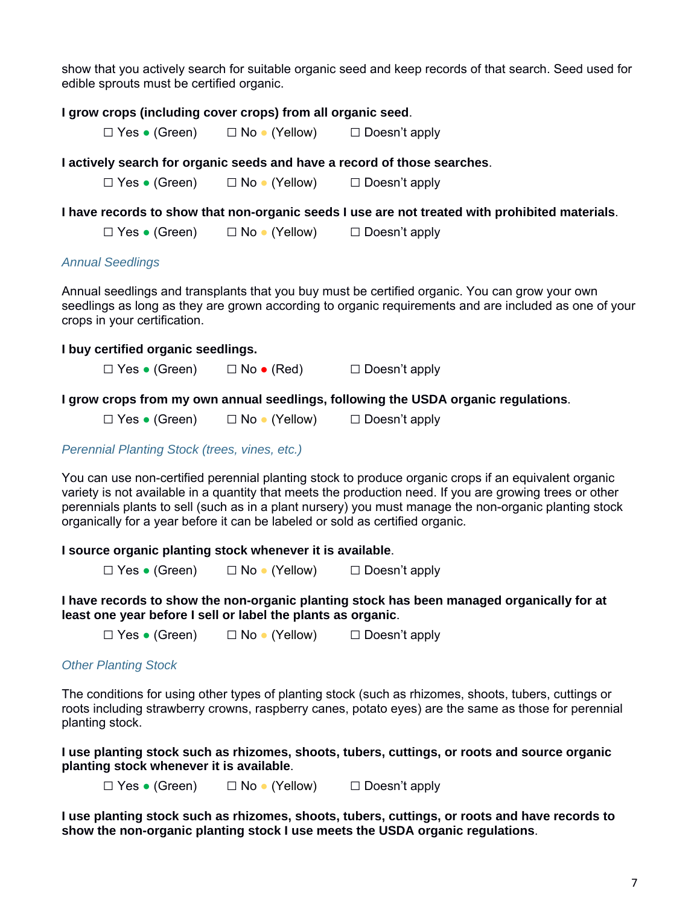show that you actively search for suitable organic seed and keep records of that search. Seed used for edible sprouts must be certified organic.

**I grow crops (including cover crops) from all organic seed**.

☐ Yes ● (Green) ☐ No ● (Yellow) ☐ Doesn't apply

**I actively search for organic seeds and have a record of those searches**.

☐ Yes ● (Green) ☐ No ● (Yellow) ☐ Doesn't apply

**I have records to show that non-organic seeds I use are not treated with prohibited materials**.

☐ Yes ● (Green) ☐ No ● (Yellow) ☐ Doesn't apply

### *Annual Seedlings*

Annual seedlings and transplants that you buy must be certified organic. You can grow your own seedlings as long as they are grown according to organic requirements and are included as one of your crops in your certification.

**I buy certified organic seedlings.**

☐ Yes ● (Green) ☐ No ● (Red) ☐ Doesn't apply

**I grow crops from my own annual seedlings, following the USDA organic regulations**.

☐ Yes ● (Green) ☐ No ● (Yellow) ☐ Doesn't apply

### *Perennial Planting Stock (trees, vines, etc.)*

You can use non-certified perennial planting stock to produce organic crops if an equivalent organic variety is not available in a quantity that meets the production need. If you are growing trees or other perennials plants to sell (such as in a plant nursery) you must manage the non-organic planting stock organically for a year before it can be labeled or sold as certified organic.

**I source organic planting stock whenever it is available**.

☐ Yes ● (Green) ☐ No ● (Yellow) ☐ Doesn't apply

**I have records to show the non-organic planting stock has been managed organically for at least one year before I sell or label the plants as organic**.

☐ Yes ● (Green) ☐ No ● (Yellow) ☐ Doesn't apply

### *Other Planting Stock*

The conditions for using other types of planting stock (such as rhizomes, shoots, tubers, cuttings or roots including strawberry crowns, raspberry canes, potato eyes) are the same as those for perennial planting stock.

**I use planting stock such as rhizomes, shoots, tubers, cuttings, or roots and source organic planting stock whenever it is available**.

☐ Yes ● (Green) ☐ No ● (Yellow) ☐ Doesn't apply

**I use planting stock such as rhizomes, shoots, tubers, cuttings, or roots and have records to show the non-organic planting stock I use meets the USDA organic regulations**.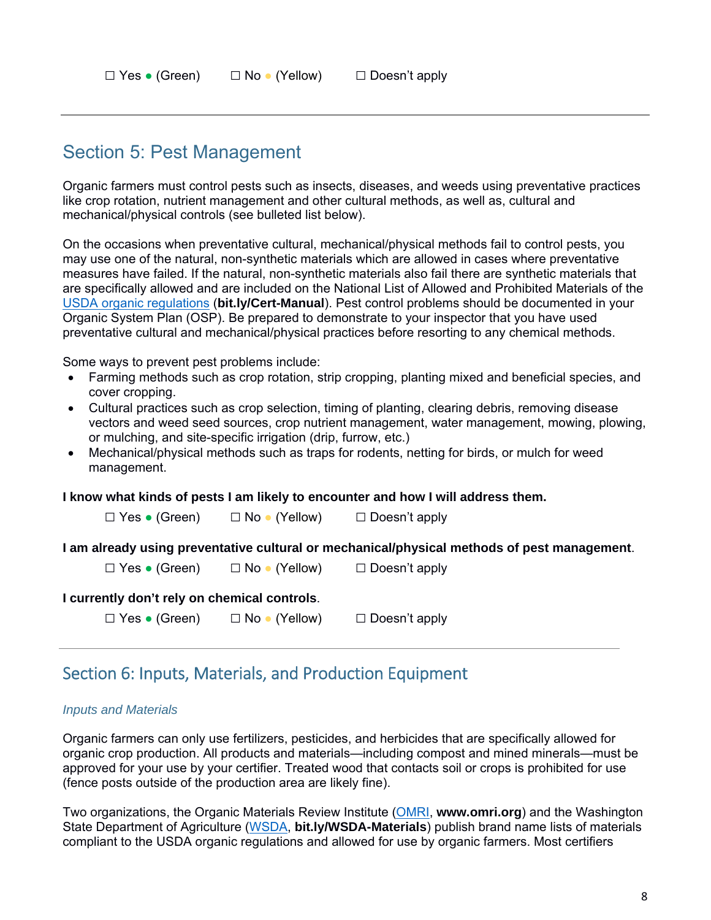☐ Yes ● (Green) ☐ No ● (Yellow) ☐ Doesn't apply

---

## Section 5: Pest Management

Organic farmers must control pests such as insects, diseases, and weeds using preventative practices like crop rotation, nutrient management and other cultural methods, as well as, cultural and mechanical/physical controls (see bulleted list below).

On the occasions when preventative cultural, mechanical/physical methods fail to control pests, you may use one of the natural, non-synthetic materials which are allowed in cases where preventative measures have failed. If the natural, non-synthetic materials also fail there are synthetic materials that are specifically allowed and are included on the National List of Allowed and Prohibited Materials of the USDA organic regulations (**bit.ly/Cert-Manual**). Pest control problems should be documented in your Organic System Plan (OSP). Be prepared to demonstrate to your inspector that you have used preventative cultural and mechanical/physical practices before resorting to any chemical methods.

Some ways to prevent pest problems include:

- Farming methods such as crop rotation, strip cropping, planting mixed and beneficial species, and cover cropping.
- Cultural practices such as crop selection, timing of planting, clearing debris, removing disease vectors and weed seed sources, crop nutrient management, water management, mowing, plowing, or mulching, and site-specific irrigation (drip, furrow, etc.)
- Mechanical/physical methods such as traps for rodents, netting for birds, or mulch for weed management.

**I know what kinds of pests I am likely to encounter and how I will address them.**

☐ Yes ● (Green) ☐ No ● (Yellow) ☐ Doesn't apply

**I am already using preventative cultural or mechanical/physical methods of pest management**.

☐ Yes ● (Green) ☐ No ● (Yellow) ☐ Doesn't apply

**I currently don't rely on chemical controls**.

☐ Yes ● (Green) ☐ No ● (Yellow) ☐ Doesn't apply

---

## Section 6: Inputs, Materials, and Production Equipment

### *Inputs and Materials*

Organic farmers can only use fertilizers, pesticides, and herbicides that are specifically allowed for organic crop production. All products and materials—including compost and mined minerals—must be approved for your use by your certifier. Treated wood that contacts soil or crops is prohibited for use (fence posts outside of the production area are likely fine).

Two organizations, the Organic Materials Review Institute (OMRI, **www.omri.org**) and the Washington State Department of Agriculture (WSDA, **bit.ly/WSDA-Materials**) publish brand name lists of materials compliant to the USDA organic regulations and allowed for use by organic farmers. Most certifiers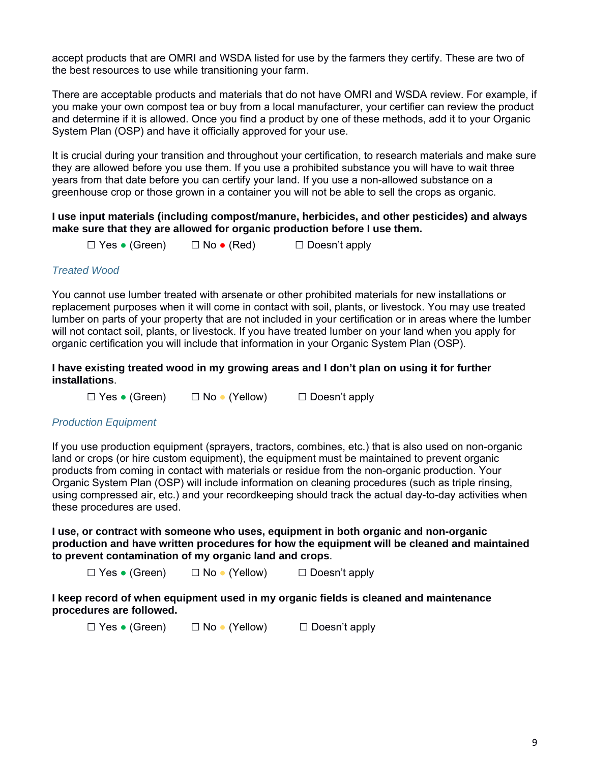accept products that are OMRI and WSDA listed for use by the farmers they certify. These are two of the best resources to use while transitioning your farm.

There are acceptable products and materials that do not have OMRI and WSDA review. For example, if you make your own compost tea or buy from a local manufacturer, your certifier can review the product and determine if it is allowed. Once you find a product by one of these methods, add it to your Organic System Plan (OSP) and have it officially approved for your use.

It is crucial during your transition and throughout your certification, to research materials and make sure they are allowed before you use them. If you use a prohibited substance you will have to wait three years from that date before you can certify your land. If you use a non-allowed substance on a greenhouse crop or those grown in a container you will not be able to sell the crops as organic.

**I use input materials (including compost/manure, herbicides, and other pesticides) and always make sure that they are allowed for organic production before I use them.**

☐ Yes ● (Green) ☐ No ● (Red) ☐ Doesn't apply

### *Treated Wood*

You cannot use lumber treated with arsenate or other prohibited materials for new installations or replacement purposes when it will come in contact with soil, plants, or livestock. You may use treated lumber on parts of your property that are not included in your certification or in areas where the lumber will not contact soil, plants, or livestock. If you have treated lumber on your land when you apply for organic certification you will include that information in your Organic System Plan (OSP).

**I have existing treated wood in my growing areas and I don't plan on using it for further installations**.

☐ Yes ● (Green) ☐ No ● (Yellow) ☐ Doesn't apply

### *Production Equipment*

If you use production equipment (sprayers, tractors, combines, etc.) that is also used on non-organic land or crops (or hire custom equipment), the equipment must be maintained to prevent organic products from coming in contact with materials or residue from the non-organic production. Your Organic System Plan (OSP) will include information on cleaning procedures (such as triple rinsing, using compressed air, etc.) and your recordkeeping should track the actual day-to-day activities when these procedures are used.

**I use, or contract with someone who uses, equipment in both organic and non-organic production and have written procedures for how the equipment will be cleaned and maintained to prevent contamination of my organic land and crops**.

☐ Yes ● (Green) ☐ No ● (Yellow) ☐ Doesn't apply

**I keep record of when equipment used in my organic fields is cleaned and maintenance procedures are followed.**

☐ Yes ● (Green) ☐ No ● (Yellow) ☐ Doesn't apply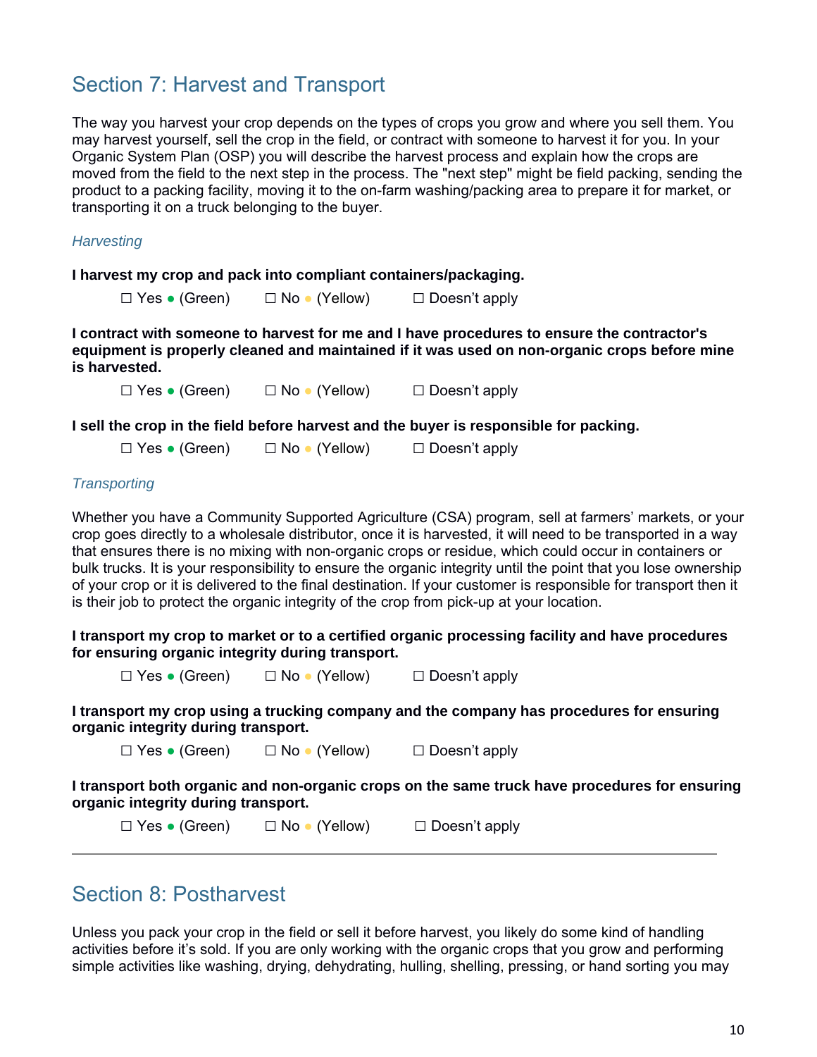## Section 7: Harvest and Transport

The way you harvest your crop depends on the types of crops you grow and where you sell them. You may harvest yourself, sell the crop in the field, or contract with someone to harvest it for you. In your Organic System Plan (OSP) you will describe the harvest process and explain how the crops are moved from the field to the next step in the process. The "next step" might be field packing, sending the product to a packing facility, moving it to the on-farm washing/packing area to prepare it for market, or transporting it on a truck belonging to the buyer.

### *Harvesting*

**I harvest my crop and pack into compliant containers/packaging.**

☐ Yes ● (Green) ☐ No ● (Yellow) ☐ Doesn't apply

**I contract with someone to harvest for me and I have procedures to ensure the contractor's equipment is properly cleaned and maintained if it was used on non-organic crops before mine is harvested.**

☐ Yes ● (Green) ☐ No ● (Yellow) ☐ Doesn't apply

**I sell the crop in the field before harvest and the buyer is responsible for packing.**

☐ Yes ● (Green) ☐ No ● (Yellow) ☐ Doesn't apply

### *Transporting*

Whether you have a Community Supported Agriculture (CSA) program, sell at farmers' markets, or your crop goes directly to a wholesale distributor, once it is harvested, it will need to be transported in a way that ensures there is no mixing with non-organic crops or residue, which could occur in containers or bulk trucks. It is your responsibility to ensure the organic integrity until the point that you lose ownership of your crop or it is delivered to the final destination. If your customer is responsible for transport then it is their job to protect the organic integrity of the crop from pick-up at your location.

**I transport my crop to market or to a certified organic processing facility and have procedures for ensuring organic integrity during transport.**

☐ Yes ● (Green) ☐ No ● (Yellow) ☐ Doesn't apply

**I transport my crop using a trucking company and the company has procedures for ensuring organic integrity during transport.**

☐ Yes ● (Green) ☐ No ● (Yellow) ☐ Doesn't apply

**I transport both organic and non-organic crops on the same truck have procedures for ensuring organic integrity during transport.**

☐ Yes ● (Green) ☐ No ● (Yellow) ☐ Doesn't apply

---

## Section 8: Postharvest

Unless you pack your crop in the field or sell it before harvest, you likely do some kind of handling activities before it's sold. If you are only working with the organic crops that you grow and performing simple activities like washing, drying, dehydrating, hulling, shelling, pressing, or hand sorting you may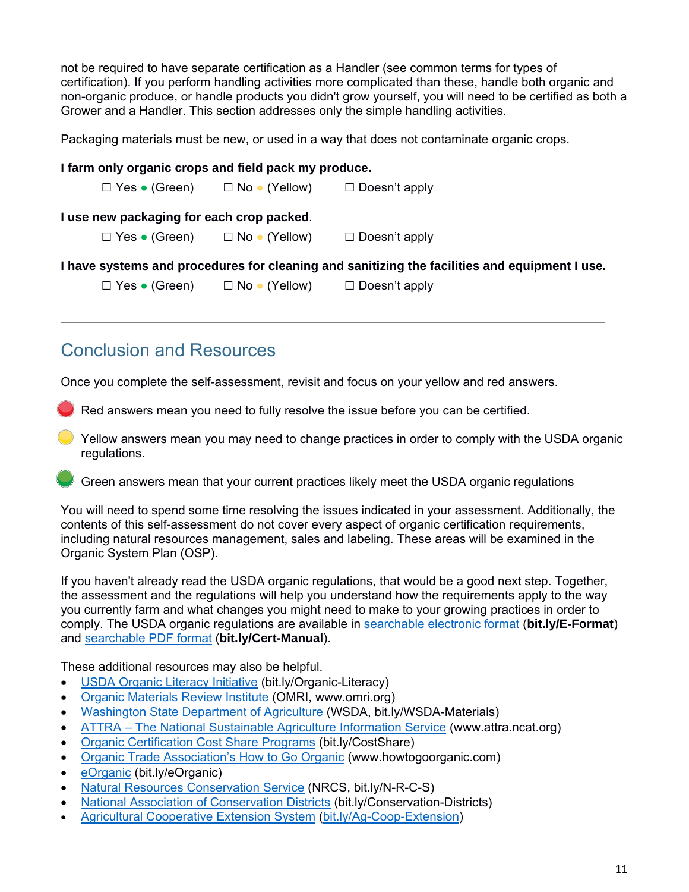not be required to have separate certification as a Handler (see common terms for types of certification). If you perform handling activities more complicated than these, handle both organic and non-organic produce, or handle products you didn't grow yourself, you will need to be certified as both a Grower and a Handler. This section addresses only the simple handling activities.

Packaging materials must be new, or used in a way that does not contaminate organic crops.

**I farm only organic crops and field pack my produce.**

☐ Yes ● (Green) ☐ No ● (Yellow) ☐ Doesn't apply

**I use new packaging for each crop packed**.

☐ Yes ● (Green) ☐ No ● (Yellow) ☐ Doesn't apply

**I have systems and procedures for cleaning and sanitizing the facilities and equipment I use.**

☐ Yes ● (Green) ☐ No ● (Yellow) ☐ Doesn't apply

---

## Conclusion and Resources

Once you complete the self-assessment, revisit and focus on your yellow and red answers.

Red answers mean you need to fully resolve the issue before you can be certified.

Yellow answers mean you may need to change practices in order to comply with the USDA organic regulations.

Green answers mean that your current practices likely meet the USDA organic regulations

You will need to spend some time resolving the issues indicated in your assessment. Additionally, the contents of this self-assessment do not cover every aspect of organic certification requirements, including natural resources management, sales and labeling. These areas will be examined in the Organic System Plan (OSP).

If you haven't already read the USDA organic regulations, that would be a good next step. Together, the assessment and the regulations will help you understand how the requirements apply to the way you currently farm and what changes you might need to make to your growing practices in order to comply. The USDA organic regulations are available in searchable electronic format (**bit.ly/E-Format**) and searchable PDF format (**bit.ly/Cert-Manual**).

These additional resources may also be helpful.

- USDA Organic Literacy Initiative (bit.ly/Organic-Literacy)
- Organic Materials Review Institute (OMRI, www.omri.org)
- Washington State Department of Agriculture (WSDA, bit.ly/WSDA-Materials)
- ATTRA – The National Sustainable Agriculture Information Service (www.attra.ncat.org)
- Organic Certification Cost Share Programs (bit.ly/CostShare)
- Organic Trade Association's How to Go Organic (www.howtogoorganic.com)
- eOrganic (bit.ly/eOrganic)
- Natural Resources Conservation Service (NRCS, bit.ly/N-R-C-S)
- National Association of Conservation Districts (bit.ly/Conservation-Districts)
- Agricultural Cooperative Extension System (bit.ly/Ag-Coop-Extension)